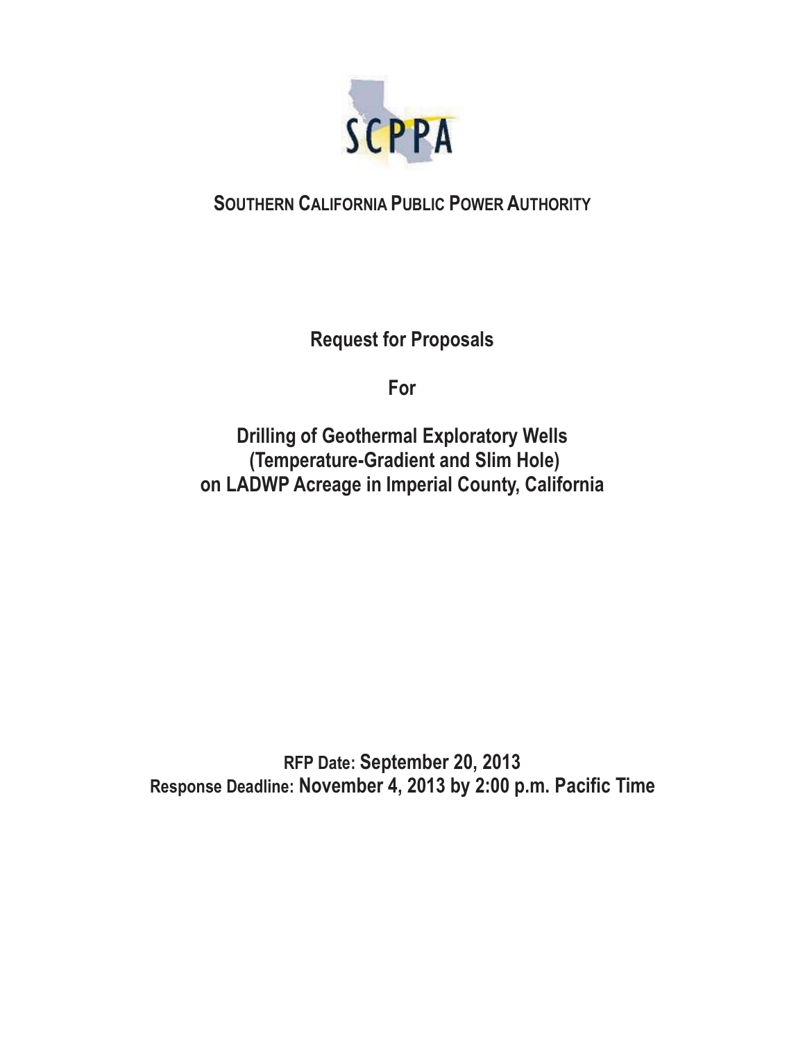SCPPA

**SOUTHERN CALIFORNIA PUBLIC POWER AUTHORITY**

# Request for Proposals

# For

# Drilling of Geothermal Exploratory Wells (Temperature-Gradient and Slim Hole) on LADWP Acreage in Imperial County, California

**RFP Date: September 20, 2013**
**Response Deadline: November 4, 2013 by 2:00 p.m. Pacific Time**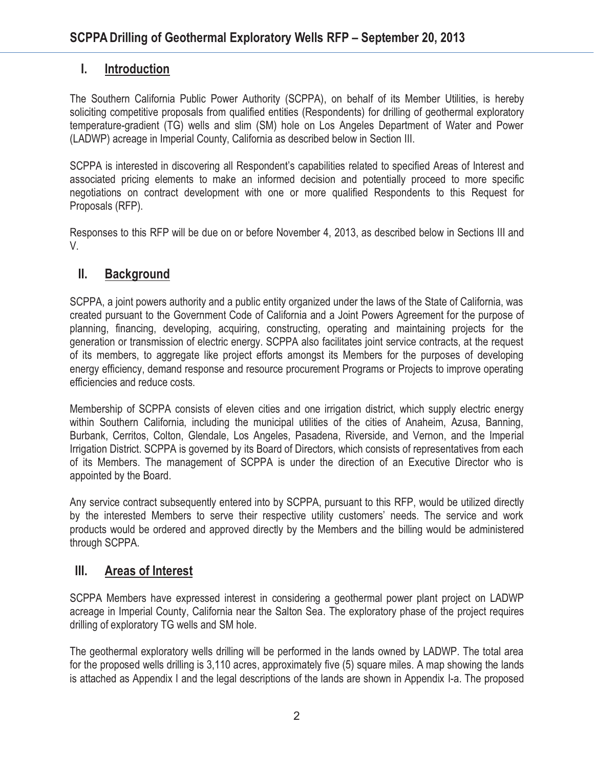## I. Introduction

The Southern California Public Power Authority (SCPPA), on behalf of its Member Utilities, is hereby soliciting competitive proposals from qualified entities (Respondents) for drilling of geothermal exploratory temperature-gradient (TG) wells and slim (SM) hole on Los Angeles Department of Water and Power (LADWP) acreage in Imperial County, California as described below in Section III.

SCPPA is interested in discovering all Respondent's capabilities related to specified Areas of Interest and associated pricing elements to make an informed decision and potentially proceed to more specific negotiations on contract development with one or more qualified Respondents to this Request for Proposals (RFP).

Responses to this RFP will be due on or before November 4, 2013, as described below in Sections III and V.

## II. Background

SCPPA, a joint powers authority and a public entity organized under the laws of the State of California, was created pursuant to the Government Code of California and a Joint Powers Agreement for the purpose of planning, financing, developing, acquiring, constructing, operating and maintaining projects for the generation or transmission of electric energy. SCPPA also facilitates joint service contracts, at the request of its members, to aggregate like project efforts amongst its Members for the purposes of developing energy efficiency, demand response and resource procurement Programs or Projects to improve operating efficiencies and reduce costs.

Membership of SCPPA consists of eleven cities and one irrigation district, which supply electric energy within Southern California, including the municipal utilities of the cities of Anaheim, Azusa, Banning, Burbank, Cerritos, Colton, Glendale, Los Angeles, Pasadena, Riverside, and Vernon, and the Imperial Irrigation District. SCPPA is governed by its Board of Directors, which consists of representatives from each of its Members. The management of SCPPA is under the direction of an Executive Director who is appointed by the Board.

Any service contract subsequently entered into by SCPPA, pursuant to this RFP, would be utilized directly by the interested Members to serve their respective utility customers' needs. The service and work products would be ordered and approved directly by the Members and the billing would be administered through SCPPA.

## III. Areas of Interest

SCPPA Members have expressed interest in considering a geothermal power plant project on LADWP acreage in Imperial County, California near the Salton Sea. The exploratory phase of the project requires drilling of exploratory TG wells and SM hole.

The geothermal exploratory wells drilling will be performed in the lands owned by LADWP. The total area for the proposed wells drilling is 3,110 acres, approximately five (5) square miles. A map showing the lands is attached as Appendix I and the legal descriptions of the lands are shown in Appendix I-a. The proposed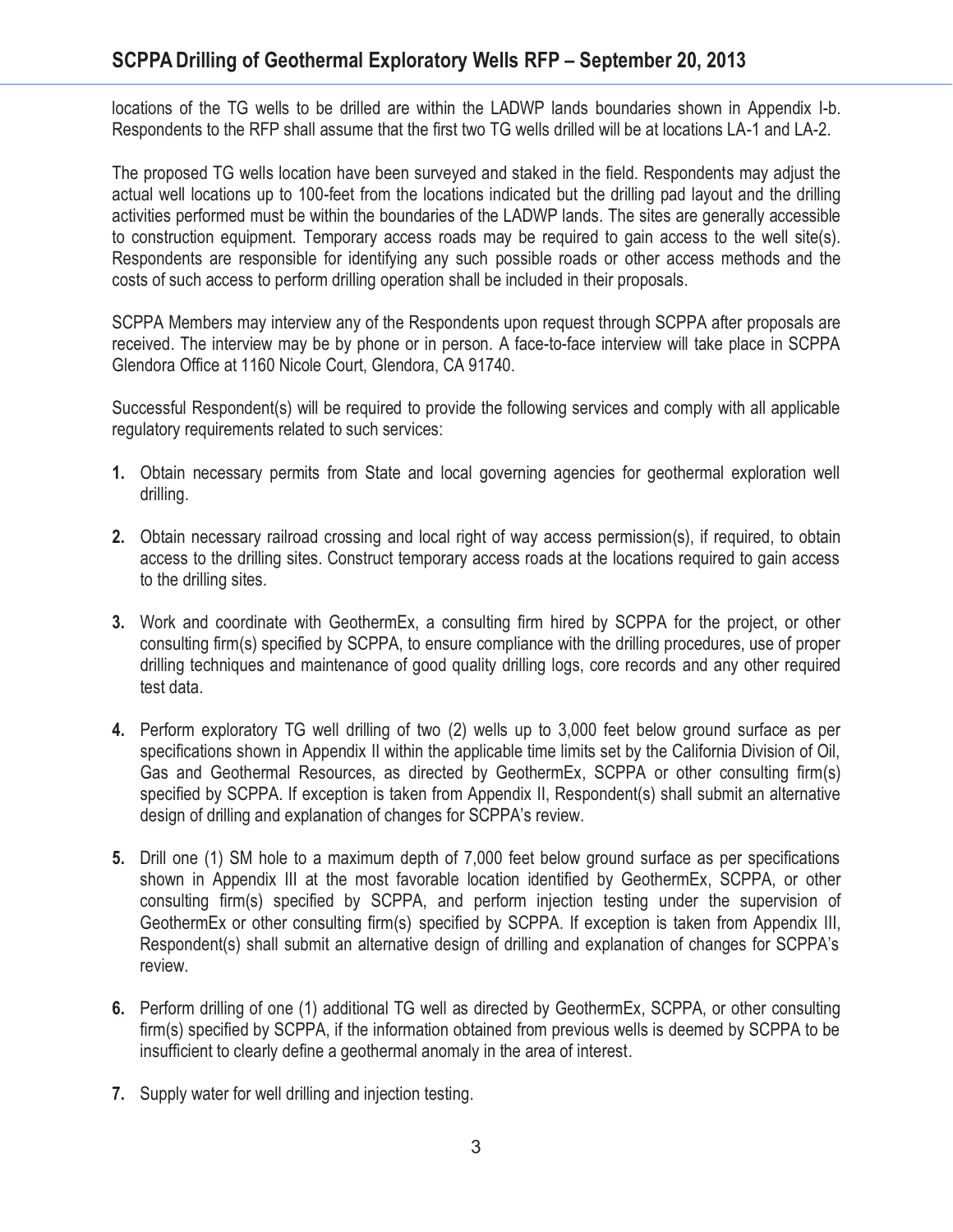locations of the TG wells to be drilled are within the LADWP lands boundaries shown in Appendix I-b. Respondents to the RFP shall assume that the first two TG wells drilled will be at locations LA-1 and LA-2.

The proposed TG wells location have been surveyed and staked in the field. Respondents may adjust the actual well locations up to 100-feet from the locations indicated but the drilling pad layout and the drilling activities performed must be within the boundaries of the LADWP lands. The sites are generally accessible to construction equipment. Temporary access roads may be required to gain access to the well site(s). Respondents are responsible for identifying any such possible roads or other access methods and the costs of such access to perform drilling operation shall be included in their proposals.

SCPPA Members may interview any of the Respondents upon request through SCPPA after proposals are received. The interview may be by phone or in person. A face-to-face interview will take place in SCPPA Glendora Office at 1160 Nicole Court, Glendora, CA 91740.

Successful Respondent(s) will be required to provide the following services and comply with all applicable regulatory requirements related to such services:

1. Obtain necessary permits from State and local governing agencies for geothermal exploration well drilling.

2. Obtain necessary railroad crossing and local right of way access permission(s), if required, to obtain access to the drilling sites. Construct temporary access roads at the locations required to gain access to the drilling sites.

3. Work and coordinate with GeothermEx, a consulting firm hired by SCPPA for the project, or other consulting firm(s) specified by SCPPA, to ensure compliance with the drilling procedures, use of proper drilling techniques and maintenance of good quality drilling logs, core records and any other required test data.

4. Perform exploratory TG well drilling of two (2) wells up to 3,000 feet below ground surface as per specifications shown in Appendix II within the applicable time limits set by the California Division of Oil, Gas and Geothermal Resources, as directed by GeothermEx, SCPPA or other consulting firm(s) specified by SCPPA. If exception is taken from Appendix II, Respondent(s) shall submit an alternative design of drilling and explanation of changes for SCPPA's review.

5. Drill one (1) SM hole to a maximum depth of 7,000 feet below ground surface as per specifications shown in Appendix III at the most favorable location identified by GeothermEx, SCPPA, or other consulting firm(s) specified by SCPPA, and perform injection testing under the supervision of GeothermEx or other consulting firm(s) specified by SCPPA. If exception is taken from Appendix III, Respondent(s) shall submit an alternative design of drilling and explanation of changes for SCPPA's review.

6. Perform drilling of one (1) additional TG well as directed by GeothermEx, SCPPA, or other consulting firm(s) specified by SCPPA, if the information obtained from previous wells is deemed by SCPPA to be insufficient to clearly define a geothermal anomaly in the area of interest.

7. Supply water for well drilling and injection testing.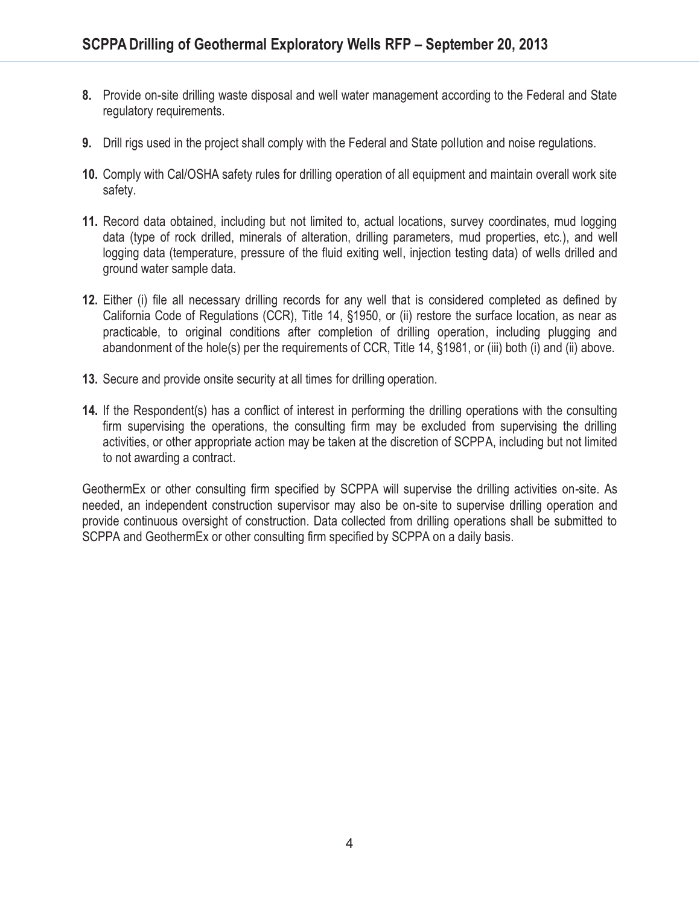8. Provide on-site drilling waste disposal and well water management according to the Federal and State regulatory requirements.

9. Drill rigs used in the project shall comply with the Federal and State pollution and noise regulations.

10. Comply with Cal/OSHA safety rules for drilling operation of all equipment and maintain overall work site safety.

11. Record data obtained, including but not limited to, actual locations, survey coordinates, mud logging data (type of rock drilled, minerals of alteration, drilling parameters, mud properties, etc.), and well logging data (temperature, pressure of the fluid exiting well, injection testing data) of wells drilled and ground water sample data.

12. Either (i) file all necessary drilling records for any well that is considered completed as defined by California Code of Regulations (CCR), Title 14, §1950, or (ii) restore the surface location, as near as practicable, to original conditions after completion of drilling operation, including plugging and abandonment of the hole(s) per the requirements of CCR, Title 14, §1981, or (iii) both (i) and (ii) above.

13. Secure and provide onsite security at all times for drilling operation.

14. If the Respondent(s) has a conflict of interest in performing the drilling operations with the consulting firm supervising the operations, the consulting firm may be excluded from supervising the drilling activities, or other appropriate action may be taken at the discretion of SCPPA, including but not limited to not awarding a contract.

GeothermEx or other consulting firm specified by SCPPA will supervise the drilling activities on-site. As needed, an independent construction supervisor may also be on-site to supervise drilling operation and provide continuous oversight of construction. Data collected from drilling operations shall be submitted to SCPPA and GeothermEx or other consulting firm specified by SCPPA on a daily basis.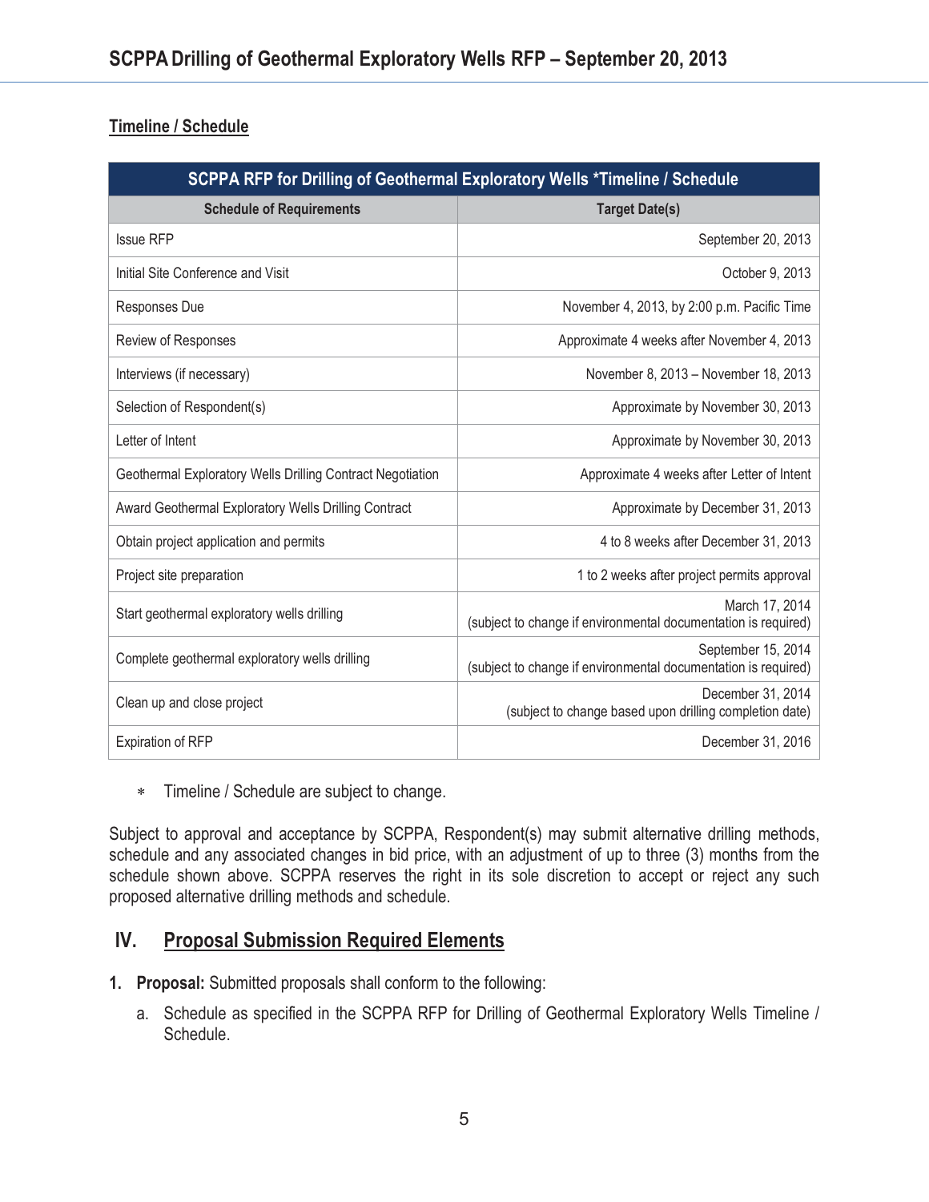## Timeline / Schedule

| SCPPA RFP for Drilling of Geothermal Exploratory Wells *Timeline / Schedule | |
|---|---|
| **Schedule of Requirements** | **Target Date(s)** |
| Issue RFP | September 20, 2013 |
| Initial Site Conference and Visit | October 9, 2013 |
| Responses Due | November 4, 2013, by 2:00 p.m. Pacific Time |
| Review of Responses | Approximate 4 weeks after November 4, 2013 |
| Interviews (if necessary) | November 8, 2013 – November 18, 2013 |
| Selection of Respondent(s) | Approximate by November 30, 2013 |
| Letter of Intent | Approximate by November 30, 2013 |
| Geothermal Exploratory Wells Drilling Contract Negotiation | Approximate 4 weeks after Letter of Intent |
| Award Geothermal Exploratory Wells Drilling Contract | Approximate by December 31, 2013 |
| Obtain project application and permits | 4 to 8 weeks after December 31, 2013 |
| Project site preparation | 1 to 2 weeks after project permits approval |
| Start geothermal exploratory wells drilling | March 17, 2014 (subject to change if environmental documentation is required) |
| Complete geothermal exploratory wells drilling | September 15, 2014 (subject to change if environmental documentation is required) |
| Clean up and close project | December 31, 2014 (subject to change based upon drilling completion date) |
| Expiration of RFP | December 31, 2016 |

* Timeline / Schedule are subject to change.

Subject to approval and acceptance by SCPPA, Respondent(s) may submit alternative drilling methods, schedule and any associated changes in bid price, with an adjustment of up to three (3) months from the schedule shown above. SCPPA reserves the right in its sole discretion to accept or reject any such proposed alternative drilling methods and schedule.

## IV. Proposal Submission Required Elements

1. **Proposal:** Submitted proposals shall conform to the following:
   a. Schedule as specified in the SCPPA RFP for Drilling of Geothermal Exploratory Wells Timeline / Schedule.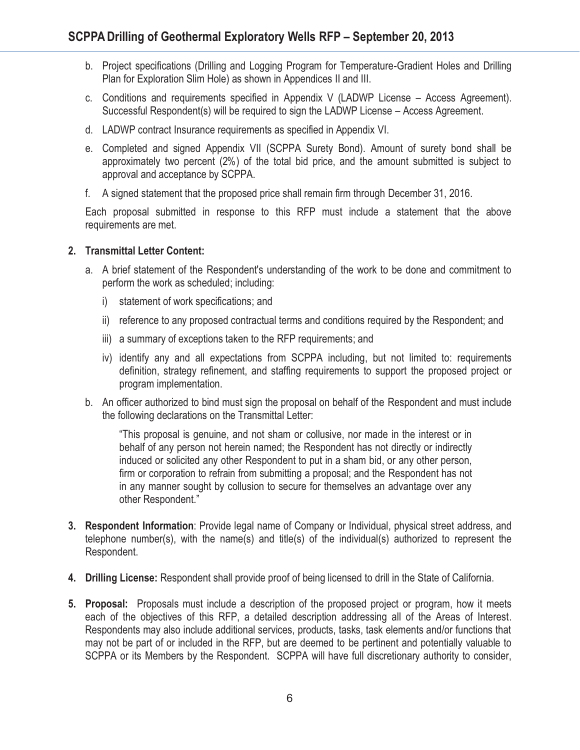b. Project specifications (Drilling and Logging Program for Temperature-Gradient Holes and Drilling Plan for Exploration Slim Hole) as shown in Appendices II and III.

c. Conditions and requirements specified in Appendix V (LADWP License – Access Agreement). Successful Respondent(s) will be required to sign the LADWP License – Access Agreement.

d. LADWP contract Insurance requirements as specified in Appendix VI.

e. Completed and signed Appendix VII (SCPPA Surety Bond). Amount of surety bond shall be approximately two percent (2%) of the total bid price, and the amount submitted is subject to approval and acceptance by SCPPA.

f. A signed statement that the proposed price shall remain firm through December 31, 2016.

Each proposal submitted in response to this RFP must include a statement that the above requirements are met.

2. **Transmittal Letter Content:**

   a. A brief statement of the Respondent's understanding of the work to be done and commitment to perform the work as scheduled; including:

      i) statement of work specifications; and

      ii) reference to any proposed contractual terms and conditions required by the Respondent; and

      iii) a summary of exceptions taken to the RFP requirements; and

      iv) identify any and all expectations from SCPPA including, but not limited to: requirements definition, strategy refinement, and staffing requirements to support the proposed project or program implementation.

   b. An officer authorized to bind must sign the proposal on behalf of the Respondent and must include the following declarations on the Transmittal Letter:

      "This proposal is genuine, and not sham or collusive, nor made in the interest or in behalf of any person not herein named; the Respondent has not directly or indirectly induced or solicited any other Respondent to put in a sham bid, or any other person, firm or corporation to refrain from submitting a proposal; and the Respondent has not in any manner sought by collusion to secure for themselves an advantage over any other Respondent."

3. **Respondent Information**: Provide legal name of Company or Individual, physical street address, and telephone number(s), with the name(s) and title(s) of the individual(s) authorized to represent the Respondent.

4. **Drilling License:** Respondent shall provide proof of being licensed to drill in the State of California.

5. **Proposal:** Proposals must include a description of the proposed project or program, how it meets each of the objectives of this RFP, a detailed description addressing all of the Areas of Interest. Respondents may also include additional services, products, tasks, task elements and/or functions that may not be part of or included in the RFP, but are deemed to be pertinent and potentially valuable to SCPPA or its Members by the Respondent. SCPPA will have full discretionary authority to consider,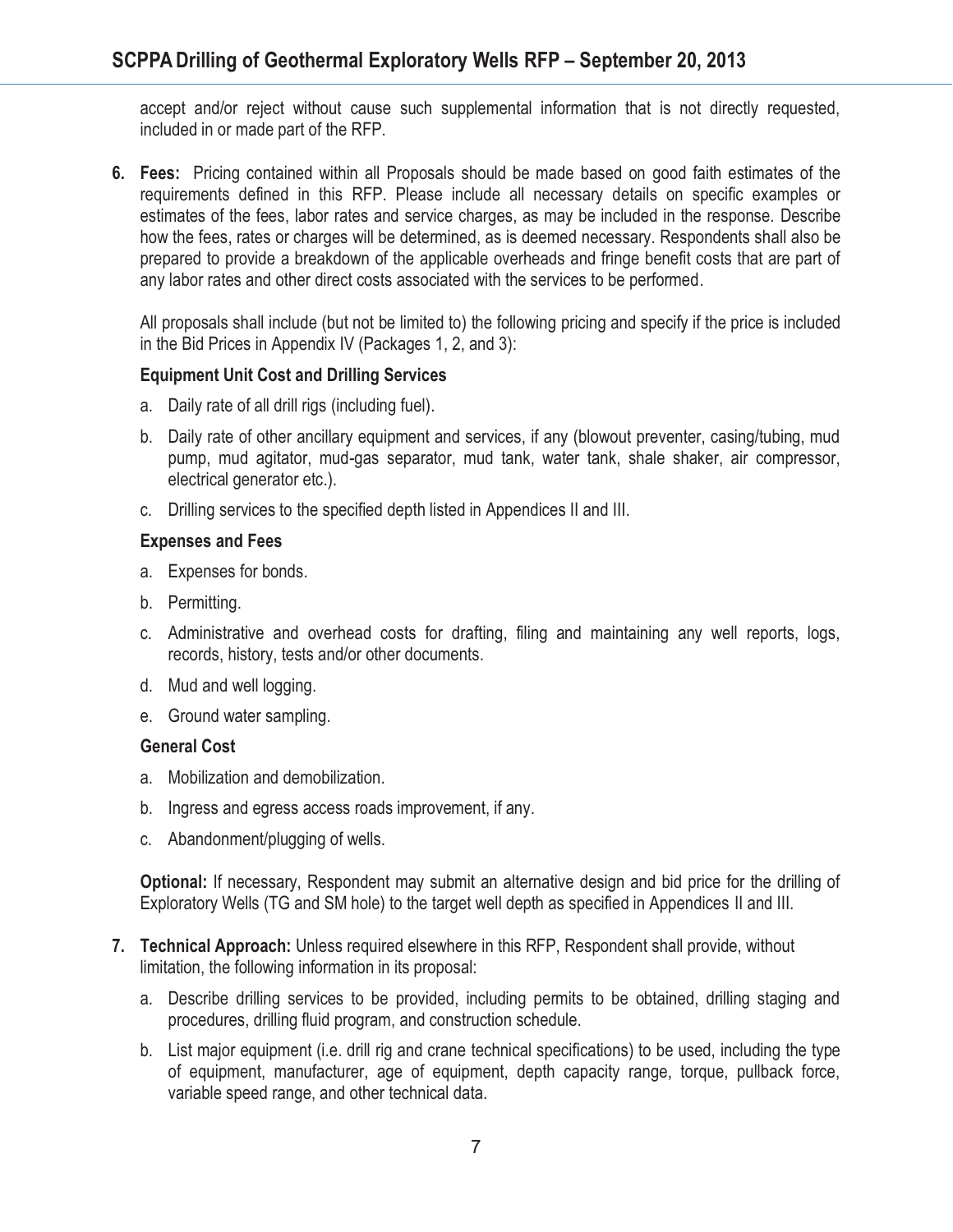accept and/or reject without cause such supplemental information that is not directly requested, included in or made part of the RFP.

6. **Fees:** Pricing contained within all Proposals should be made based on good faith estimates of the requirements defined in this RFP. Please include all necessary details on specific examples or estimates of the fees, labor rates and service charges, as may be included in the response. Describe how the fees, rates or charges will be determined, as is deemed necessary. Respondents shall also be prepared to provide a breakdown of the applicable overheads and fringe benefit costs that are part of any labor rates and other direct costs associated with the services to be performed.

   All proposals shall include (but not be limited to) the following pricing and specify if the price is included in the Bid Prices in Appendix IV (Packages 1, 2, and 3):

   **Equipment Unit Cost and Drilling Services**

   a. Daily rate of all drill rigs (including fuel).
   b. Daily rate of other ancillary equipment and services, if any (blowout preventer, casing/tubing, mud pump, mud agitator, mud-gas separator, mud tank, water tank, shale shaker, air compressor, electrical generator etc.).
   c. Drilling services to the specified depth listed in Appendices II and III.

   **Expenses and Fees**

   a. Expenses for bonds.
   b. Permitting.
   c. Administrative and overhead costs for drafting, filing and maintaining any well reports, logs, records, history, tests and/or other documents.
   d. Mud and well logging.
   e. Ground water sampling.

   **General Cost**

   a. Mobilization and demobilization.
   b. Ingress and egress access roads improvement, if any.
   c. Abandonment/plugging of wells.

   **Optional:** If necessary, Respondent may submit an alternative design and bid price for the drilling of Exploratory Wells (TG and SM hole) to the target well depth as specified in Appendices II and III.

7. **Technical Approach:** Unless required elsewhere in this RFP, Respondent shall provide, without limitation, the following information in its proposal:

   a. Describe drilling services to be provided, including permits to be obtained, drilling staging and procedures, drilling fluid program, and construction schedule.
   b. List major equipment (i.e. drill rig and crane technical specifications) to be used, including the type of equipment, manufacturer, age of equipment, depth capacity range, torque, pullback force, variable speed range, and other technical data.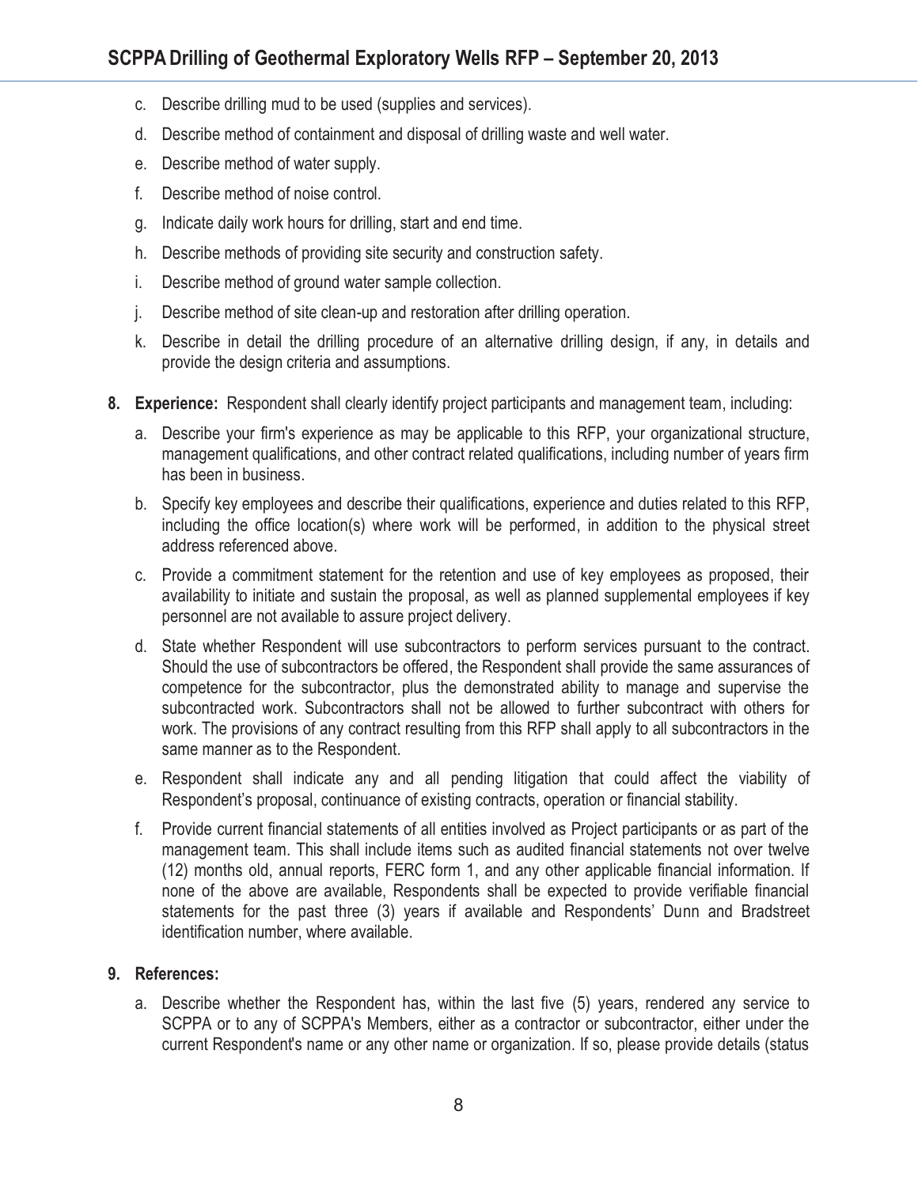c. Describe drilling mud to be used (supplies and services).

d. Describe method of containment and disposal of drilling waste and well water.

e. Describe method of water supply.

f. Describe method of noise control.

g. Indicate daily work hours for drilling, start and end time.

h. Describe methods of providing site security and construction safety.

i. Describe method of ground water sample collection.

j. Describe method of site clean-up and restoration after drilling operation.

k. Describe in detail the drilling procedure of an alternative drilling design, if any, in details and provide the design criteria and assumptions.

8. **Experience:** Respondent shall clearly identify project participants and management team, including:

   a. Describe your firm's experience as may be applicable to this RFP, your organizational structure, management qualifications, and other contract related qualifications, including number of years firm has been in business.

   b. Specify key employees and describe their qualifications, experience and duties related to this RFP, including the office location(s) where work will be performed, in addition to the physical street address referenced above.

   c. Provide a commitment statement for the retention and use of key employees as proposed, their availability to initiate and sustain the proposal, as well as planned supplemental employees if key personnel are not available to assure project delivery.

   d. State whether Respondent will use subcontractors to perform services pursuant to the contract. Should the use of subcontractors be offered, the Respondent shall provide the same assurances of competence for the subcontractor, plus the demonstrated ability to manage and supervise the subcontracted work. Subcontractors shall not be allowed to further subcontract with others for work. The provisions of any contract resulting from this RFP shall apply to all subcontractors in the same manner as to the Respondent.

   e. Respondent shall indicate any and all pending litigation that could affect the viability of Respondent's proposal, continuance of existing contracts, operation or financial stability.

   f. Provide current financial statements of all entities involved as Project participants or as part of the management team. This shall include items such as audited financial statements not over twelve (12) months old, annual reports, FERC form 1, and any other applicable financial information. If none of the above are available, Respondents shall be expected to provide verifiable financial statements for the past three (3) years if available and Respondents' Dunn and Bradstreet identification number, where available.

9. **References:**

   a. Describe whether the Respondent has, within the last five (5) years, rendered any service to SCPPA or to any of SCPPA's Members, either as a contractor or subcontractor, either under the current Respondent's name or any other name or organization. If so, please provide details (status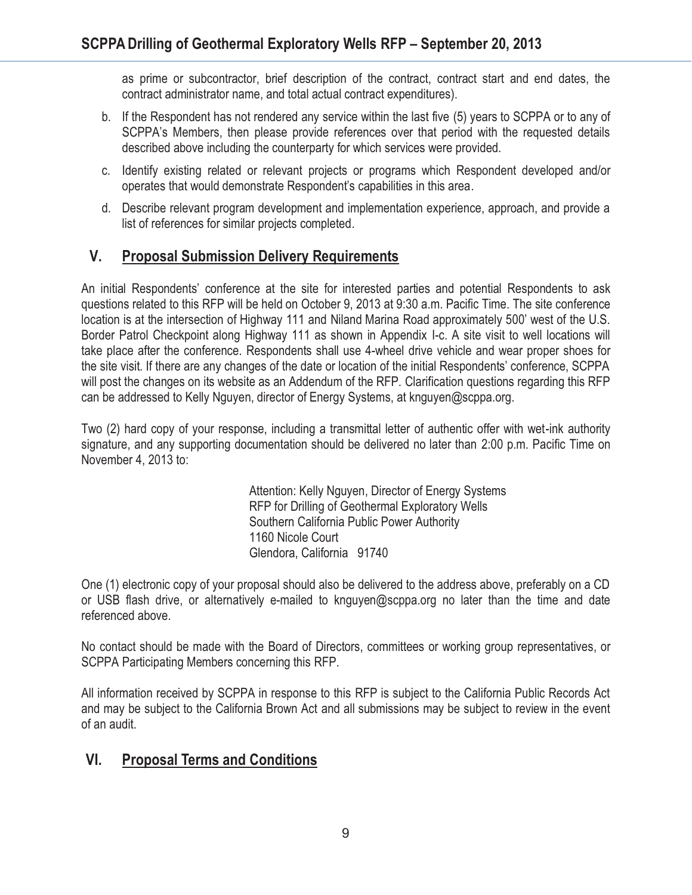as prime or subcontractor, brief description of the contract, contract start and end dates, the contract administrator name, and total actual contract expenditures).

b. If the Respondent has not rendered any service within the last five (5) years to SCPPA or to any of SCPPA's Members, then please provide references over that period with the requested details described above including the counterparty for which services were provided.

c. Identify existing related or relevant projects or programs which Respondent developed and/or operates that would demonstrate Respondent's capabilities in this area.

d. Describe relevant program development and implementation experience, approach, and provide a list of references for similar projects completed.

## V. Proposal Submission Delivery Requirements

An initial Respondents' conference at the site for interested parties and potential Respondents to ask questions related to this RFP will be held on October 9, 2013 at 9:30 a.m. Pacific Time. The site conference location is at the intersection of Highway 111 and Niland Marina Road approximately 500' west of the U.S. Border Patrol Checkpoint along Highway 111 as shown in Appendix I-c. A site visit to well locations will take place after the conference. Respondents shall use 4-wheel drive vehicle and wear proper shoes for the site visit. If there are any changes of the date or location of the initial Respondents' conference, SCPPA will post the changes on its website as an Addendum of the RFP. Clarification questions regarding this RFP can be addressed to Kelly Nguyen, director of Energy Systems, at knguyen@scppa.org.

Two (2) hard copy of your response, including a transmittal letter of authentic offer with wet-ink authority signature, and any supporting documentation should be delivered no later than 2:00 p.m. Pacific Time on November 4, 2013 to:

Attention: Kelly Nguyen, Director of Energy Systems
RFP for Drilling of Geothermal Exploratory Wells
Southern California Public Power Authority
1160 Nicole Court
Glendora, California 91740

One (1) electronic copy of your proposal should also be delivered to the address above, preferably on a CD or USB flash drive, or alternatively e-mailed to knguyen@scppa.org no later than the time and date referenced above.

No contact should be made with the Board of Directors, committees or working group representatives, or SCPPA Participating Members concerning this RFP.

All information received by SCPPA in response to this RFP is subject to the California Public Records Act and may be subject to the California Brown Act and all submissions may be subject to review in the event of an audit.

## VI. Proposal Terms and Conditions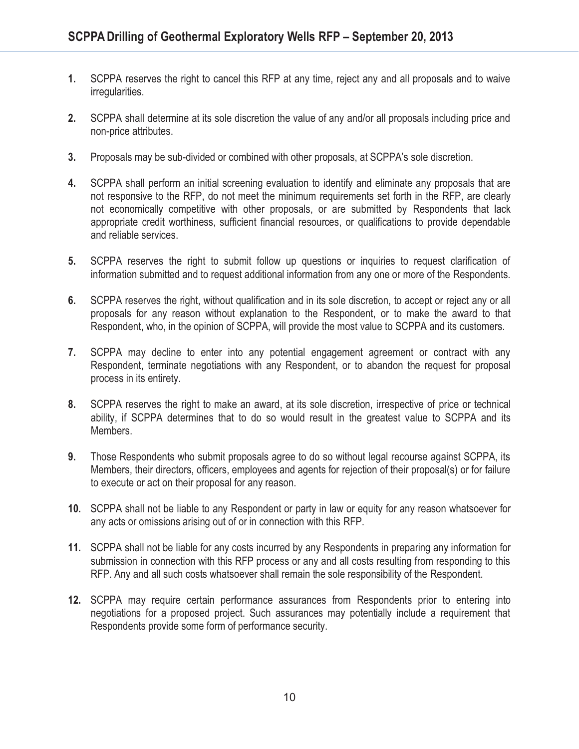1. SCPPA reserves the right to cancel this RFP at any time, reject any and all proposals and to waive irregularities.

2. SCPPA shall determine at its sole discretion the value of any and/or all proposals including price and non-price attributes.

3. Proposals may be sub-divided or combined with other proposals, at SCPPA's sole discretion.

4. SCPPA shall perform an initial screening evaluation to identify and eliminate any proposals that are not responsive to the RFP, do not meet the minimum requirements set forth in the RFP, are clearly not economically competitive with other proposals, or are submitted by Respondents that lack appropriate credit worthiness, sufficient financial resources, or qualifications to provide dependable and reliable services.

5. SCPPA reserves the right to submit follow up questions or inquiries to request clarification of information submitted and to request additional information from any one or more of the Respondents.

6. SCPPA reserves the right, without qualification and in its sole discretion, to accept or reject any or all proposals for any reason without explanation to the Respondent, or to make the award to that Respondent, who, in the opinion of SCPPA, will provide the most value to SCPPA and its customers.

7. SCPPA may decline to enter into any potential engagement agreement or contract with any Respondent, terminate negotiations with any Respondent, or to abandon the request for proposal process in its entirety.

8. SCPPA reserves the right to make an award, at its sole discretion, irrespective of price or technical ability, if SCPPA determines that to do so would result in the greatest value to SCPPA and its Members.

9. Those Respondents who submit proposals agree to do so without legal recourse against SCPPA, its Members, their directors, officers, employees and agents for rejection of their proposal(s) or for failure to execute or act on their proposal for any reason.

10. SCPPA shall not be liable to any Respondent or party in law or equity for any reason whatsoever for any acts or omissions arising out of or in connection with this RFP.

11. SCPPA shall not be liable for any costs incurred by any Respondents in preparing any information for submission in connection with this RFP process or any and all costs resulting from responding to this RFP. Any and all such costs whatsoever shall remain the sole responsibility of the Respondent.

12. SCPPA may require certain performance assurances from Respondents prior to entering into negotiations for a proposed project. Such assurances may potentially include a requirement that Respondents provide some form of performance security.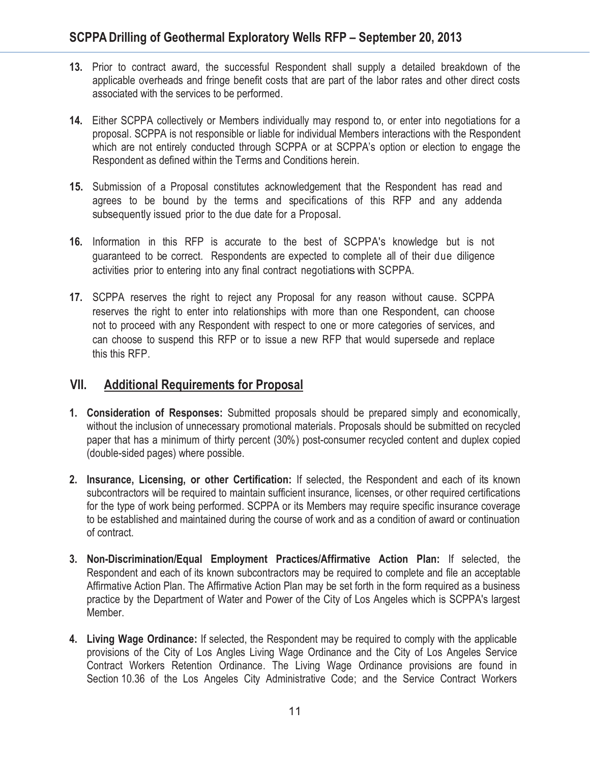13. Prior to contract award, the successful Respondent shall supply a detailed breakdown of the applicable overheads and fringe benefit costs that are part of the labor rates and other direct costs associated with the services to be performed.

14. Either SCPPA collectively or Members individually may respond to, or enter into negotiations for a proposal. SCPPA is not responsible or liable for individual Members interactions with the Respondent which are not entirely conducted through SCPPA or at SCPPA's option or election to engage the Respondent as defined within the Terms and Conditions herein.

15. Submission of a Proposal constitutes acknowledgement that the Respondent has read and agrees to be bound by the terms and specifications of this RFP and any addenda subsequently issued prior to the due date for a Proposal.

16. Information in this RFP is accurate to the best of SCPPA's knowledge but is not guaranteed to be correct. Respondents are expected to complete all of their due diligence activities prior to entering into any final contract negotiations with SCPPA.

17. SCPPA reserves the right to reject any Proposal for any reason without cause. SCPPA reserves the right to enter into relationships with more than one Respondent, can choose not to proceed with any Respondent with respect to one or more categories of services, and can choose to suspend this RFP or to issue a new RFP that would supersede and replace this this RFP.

## VII. Additional Requirements for Proposal

1. **Consideration of Responses:** Submitted proposals should be prepared simply and economically, without the inclusion of unnecessary promotional materials. Proposals should be submitted on recycled paper that has a minimum of thirty percent (30%) post-consumer recycled content and duplex copied (double-sided pages) where possible.

2. **Insurance, Licensing, or other Certification:** If selected, the Respondent and each of its known subcontractors will be required to maintain sufficient insurance, licenses, or other required certifications for the type of work being performed. SCPPA or its Members may require specific insurance coverage to be established and maintained during the course of work and as a condition of award or continuation of contract.

3. **Non-Discrimination/Equal Employment Practices/Affirmative Action Plan:** If selected, the Respondent and each of its known subcontractors may be required to complete and file an acceptable Affirmative Action Plan. The Affirmative Action Plan may be set forth in the form required as a business practice by the Department of Water and Power of the City of Los Angeles which is SCPPA's largest Member.

4. **Living Wage Ordinance:** If selected, the Respondent may be required to comply with the applicable provisions of the City of Los Angles Living Wage Ordinance and the City of Los Angeles Service Contract Workers Retention Ordinance. The Living Wage Ordinance provisions are found in Section 10.36 of the Los Angeles City Administrative Code; and the Service Contract Workers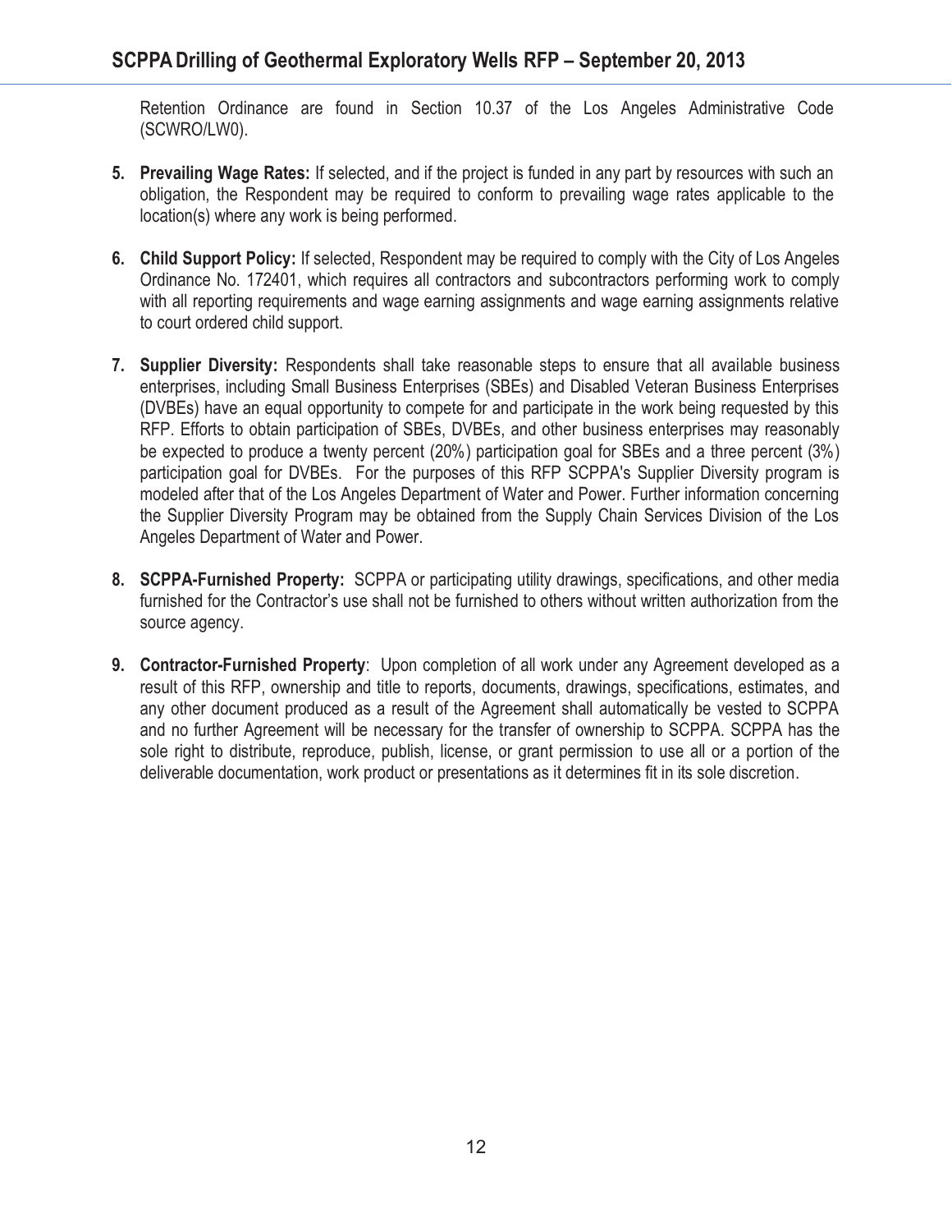Retention Ordinance are found in Section 10.37 of the Los Angeles Administrative Code (SCWRO/LW0).

5. **Prevailing Wage Rates:** If selected, and if the project is funded in any part by resources with such an obligation, the Respondent may be required to conform to prevailing wage rates applicable to the location(s) where any work is being performed.

6. **Child Support Policy:** If selected, Respondent may be required to comply with the City of Los Angeles Ordinance No. 172401, which requires all contractors and subcontractors performing work to comply with all reporting requirements and wage earning assignments and wage earning assignments relative to court ordered child support.

7. **Supplier Diversity:** Respondents shall take reasonable steps to ensure that all available business enterprises, including Small Business Enterprises (SBEs) and Disabled Veteran Business Enterprises (DVBEs) have an equal opportunity to compete for and participate in the work being requested by this RFP. Efforts to obtain participation of SBEs, DVBEs, and other business enterprises may reasonably be expected to produce a twenty percent (20%) participation goal for SBEs and a three percent (3%) participation goal for DVBEs. For the purposes of this RFP SCPPA's Supplier Diversity program is modeled after that of the Los Angeles Department of Water and Power. Further information concerning the Supplier Diversity Program may be obtained from the Supply Chain Services Division of the Los Angeles Department of Water and Power.

8. **SCPPA-Furnished Property:** SCPPA or participating utility drawings, specifications, and other media furnished for the Contractor's use shall not be furnished to others without written authorization from the source agency.

9. **Contractor-Furnished Property**: Upon completion of all work under any Agreement developed as a result of this RFP, ownership and title to reports, documents, drawings, specifications, estimates, and any other document produced as a result of the Agreement shall automatically be vested to SCPPA and no further Agreement will be necessary for the transfer of ownership to SCPPA. SCPPA has the sole right to distribute, reproduce, publish, license, or grant permission to use all or a portion of the deliverable documentation, work product or presentations as it determines fit in its sole discretion.